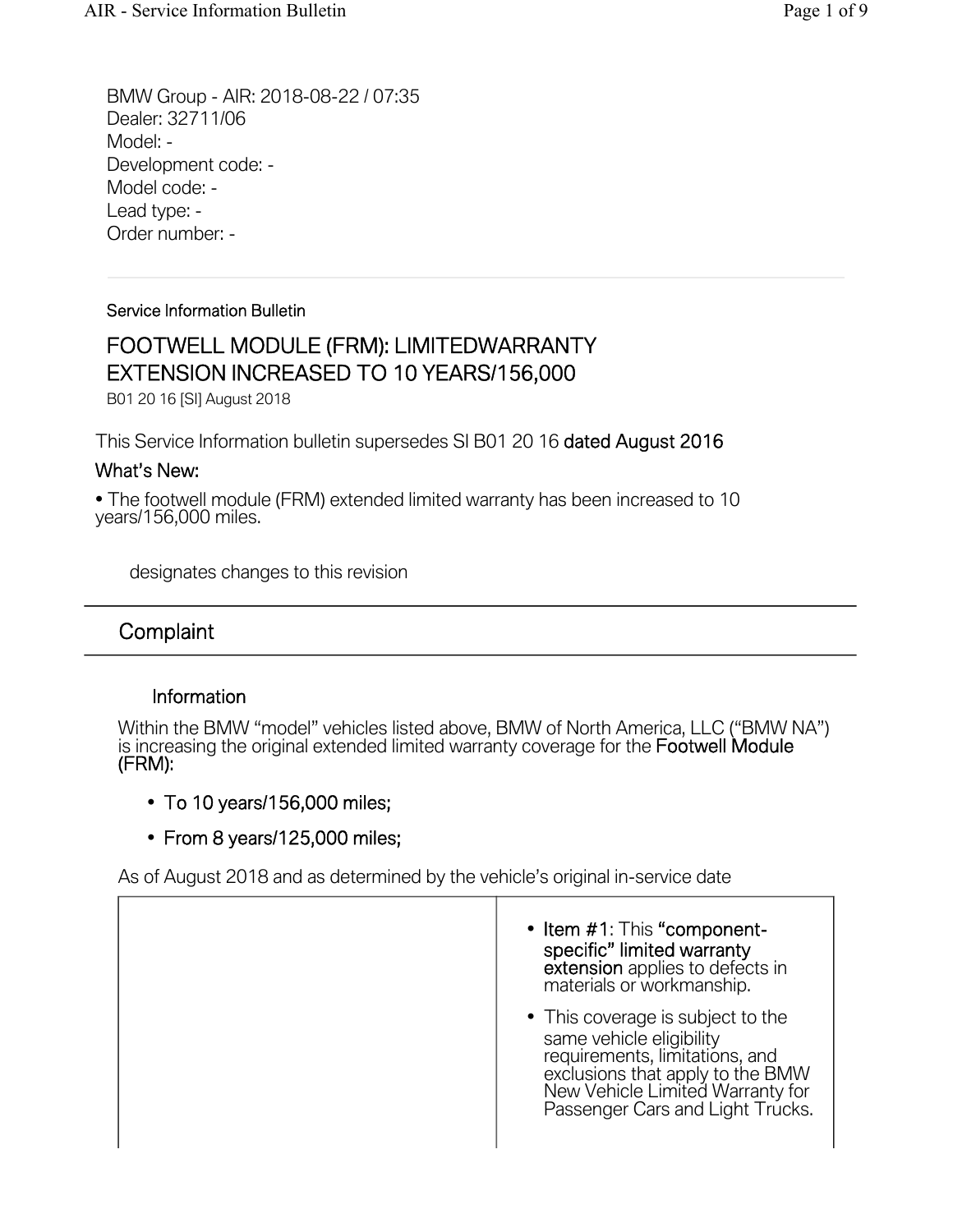BMW Group - AIR: 2018-08-22 / 07:35
Dealer: 32711/06
Model: -
Development code: -
Model code: -
Lead type: -
Order number: -

---

Service Information Bulletin

# FOOTWELL MODULE (FRM): LIMITEDWARRANTY EXTENSION INCREASED TO 10 YEARS/156,000

B01 20 16 [SI] August 2018

This Service Information bulletin supersedes SI B01 20 16 **dated August 2016**

### What's New:

• The footwell module (FRM) extended limited warranty has been increased to 10 years/156,000 miles.

designates changes to this revision

## Complaint

### Information

Within the BMW "model" vehicles listed above, BMW of North America, LLC ("BMW NA") is increasing the original extended limited warranty coverage for the **Footwell Module (FRM):**

- **To 10 years/156,000 miles;**
- **From 8 years/125,000 miles;**

As of August 2018 and as determined by the vehicle's original in-service date

| | |
|---|---|
| | • **Item #1**: This **"component-specific" limited warranty extension** applies to defects in materials or workmanship.<br>• This coverage is subject to the same vehicle eligibility requirements, limitations, and exclusions that apply to the BMW New Vehicle Limited Warranty for Passenger Cars and Light Trucks. |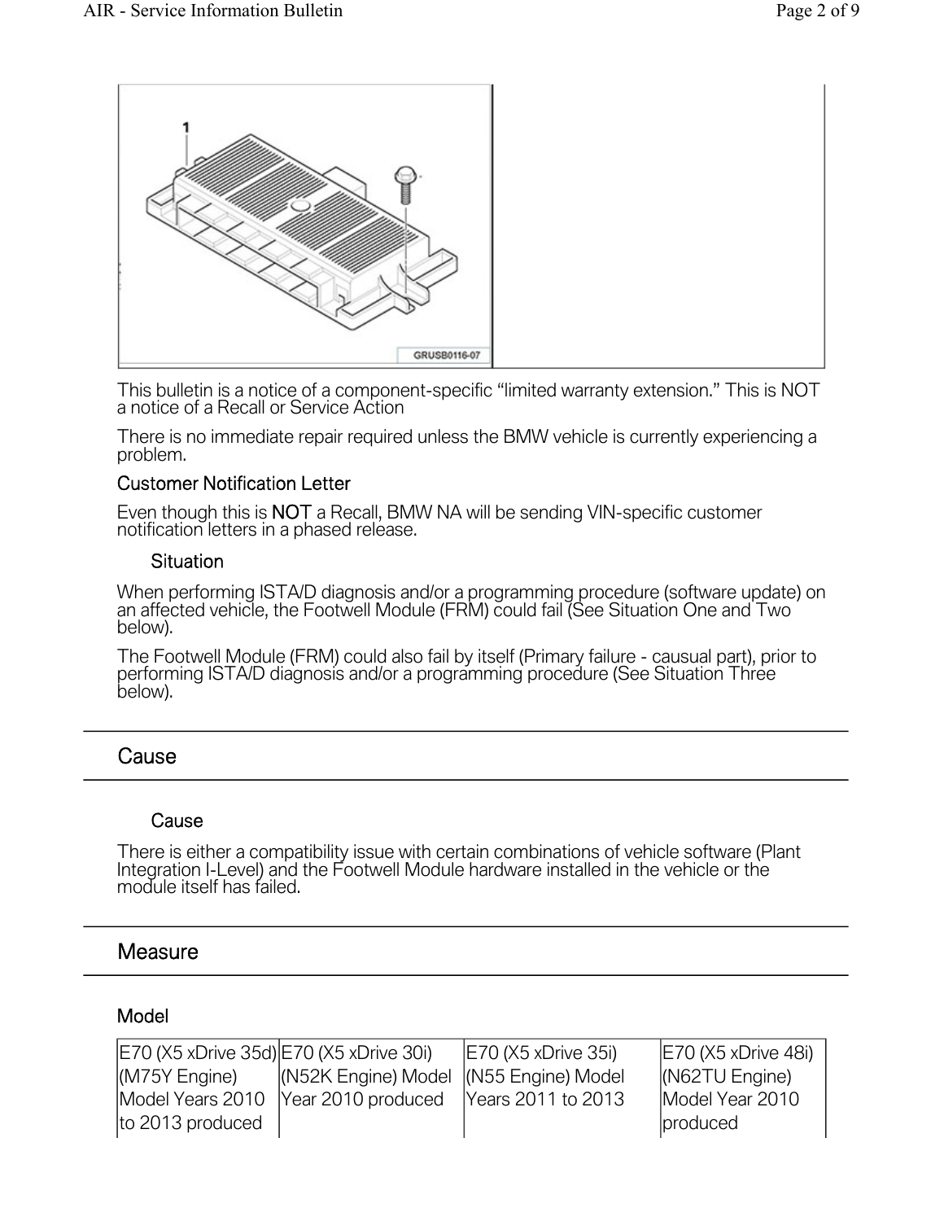This bulletin is a notice of a component-specific “limited warranty extension.” This is NOT a notice of a Recall or Service Action

There is no immediate repair required unless the BMW vehicle is currently experiencing a problem.

### Customer Notification Letter

Even though this is **NOT** a Recall, BMW NA will be sending VIN-specific customer notification letters in a phased release.

### Situation

When performing ISTA/D diagnosis and/or a programming procedure (software update) on an affected vehicle, the Footwell Module (FRM) could fail (See Situation One and Two below).

The Footwell Module (FRM) could also fail by itself (Primary failure - causual part), prior to performing ISTA/D diagnosis and/or a programming procedure (See Situation Three below).

## Cause

### Cause

There is either a compatibility issue with certain combinations of vehicle software (Plant Integration I-Level) and the Footwell Module hardware installed in the vehicle or the module itself has failed.

## Measure

### Model

| E70 (X5 xDrive 35d) (M75Y Engine) Model Years 2010 to 2013 produced | E70 (X5 xDrive 30i) (N52K Engine) Model Year 2010 produced | E70 (X5 xDrive 35i) (N55 Engine) Model Years 2011 to 2013 | E70 (X5 xDrive 48i) (N62TU Engine) Model Year 2010 produced |
|---|---|---|---|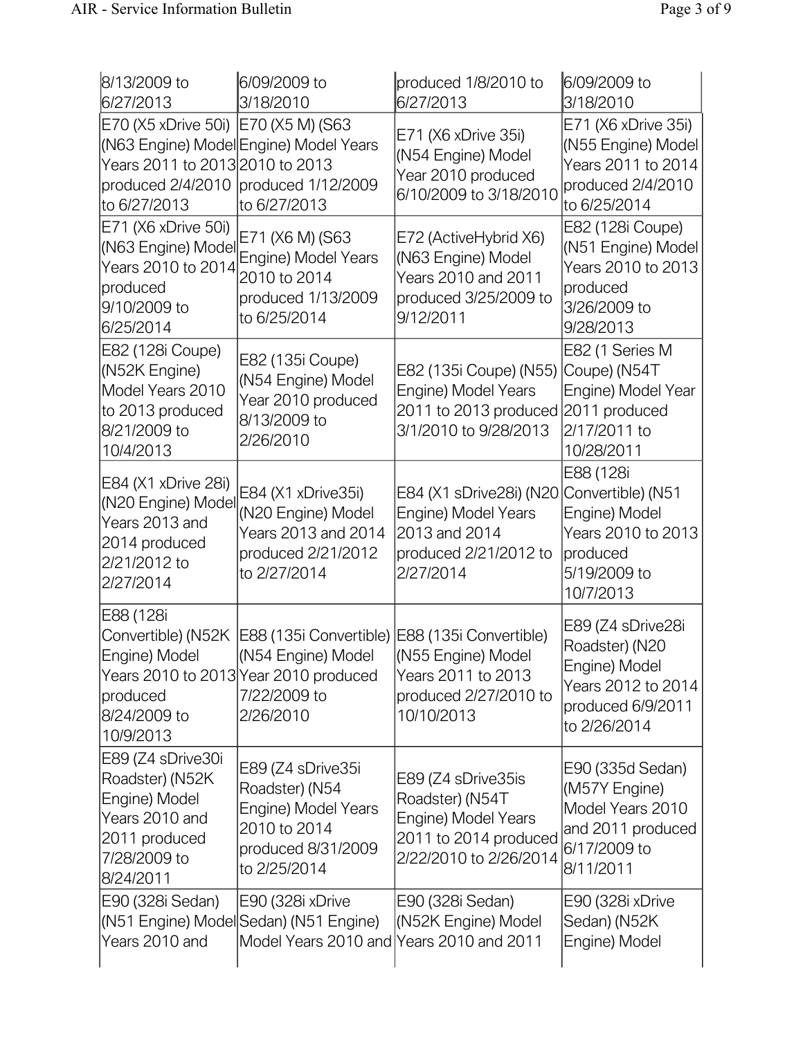| | | | |
|---|---|---|---|
| 8/13/2009 to 6/27/2013 | 6/09/2009 to 3/18/2010 | produced 1/8/2010 to 6/27/2013 | 6/09/2009 to 3/18/2010 |
| E70 (X5 xDrive 50i) (N63 Engine) Model Years 2011 to 2013 produced 2/4/2010 to 6/27/2013 | E70 (X5 M) (S63 Engine) Model Years 2010 to 2013 produced 1/12/2009 to 6/27/2013 | E71 (X6 xDrive 35i) (N54 Engine) Model Year 2010 produced 6/10/2009 to 3/18/2010 | E71 (X6 xDrive 35i) (N55 Engine) Model Years 2011 to 2014 produced 2/4/2010 to 6/25/2014 |
| E71 (X6 xDrive 50i) (N63 Engine) Model Years 2010 to 2014 produced 9/10/2009 to 6/25/2014 | E71 (X6 M) (S63 Engine) Model Years 2010 to 2014 produced 1/13/2009 to 6/25/2014 | E72 (ActiveHybrid X6) (N63 Engine) Model Years 2010 and 2011 produced 3/25/2009 to 9/12/2011 | E82 (128i Coupe) (N51 Engine) Model Years 2010 to 2013 produced 3/26/2009 to 9/28/2013 |
| E82 (128i Coupe) (N52K Engine) Model Years 2010 to 2013 produced 8/21/2009 to 10/4/2013 | E82 (135i Coupe) (N54 Engine) Model Year 2010 produced 8/13/2009 to 2/26/2010 | E82 (135i Coupe) (N55) Engine) Model Years 2011 to 2013 produced 3/1/2010 to 9/28/2013 | E82 (1 Series M Coupe) (N54T Engine) Model Year 2011 produced 2/17/2011 to 10/28/2011 |
| E84 (X1 xDrive 28i) (N20 Engine) Model Years 2013 and 2014 produced 2/21/2012 to 2/27/2014 | E84 (X1 xDrive35i) (N20 Engine) Model Years 2013 and 2014 produced 2/21/2012 to 2/27/2014 | E84 (X1 sDrive28i) (N20 Engine) Model Years 2013 and 2014 produced 2/21/2012 to 2/27/2014 | E88 (128i Convertible) (N51 Engine) Model Years 2010 to 2013 produced 5/19/2009 to 10/7/2013 |
| E88 (128i Convertible) (N52K Engine) Model Years 2010 to 2013 produced 8/24/2009 to 10/9/2013 | E88 (135i Convertible) (N54 Engine) Model Year 2010 produced 7/22/2009 to 2/26/2010 | E88 (135i Convertible) (N55 Engine) Model Years 2011 to 2013 produced 2/27/2010 to 10/10/2013 | E89 (Z4 sDrive28i Roadster) (N20 Engine) Model Years 2012 to 2014 produced 6/9/2011 to 2/26/2014 |
| E89 (Z4 sDrive30i Roadster) (N52K Engine) Model Years 2010 and 2011 produced 7/28/2009 to 8/24/2011 | E89 (Z4 sDrive35i Roadster) (N54 Engine) Model Years 2010 to 2014 produced 8/31/2009 to 2/25/2014 | E89 (Z4 sDrive35is Roadster) (N54T Engine) Model Years 2011 to 2014 produced 2/22/2010 to 2/26/2014 | E90 (335d Sedan) (M57Y Engine) Model Years 2010 and 2011 produced 6/17/2009 to 8/11/2011 |
| E90 (328i Sedan) (N51 Engine) Model Years 2010 and | E90 (328i xDrive Sedan) (N51 Engine) Model Years 2010 and | E90 (328i Sedan) (N52K Engine) Model Years 2010 and 2011 | E90 (328i xDrive Sedan) (N52K Engine) Model |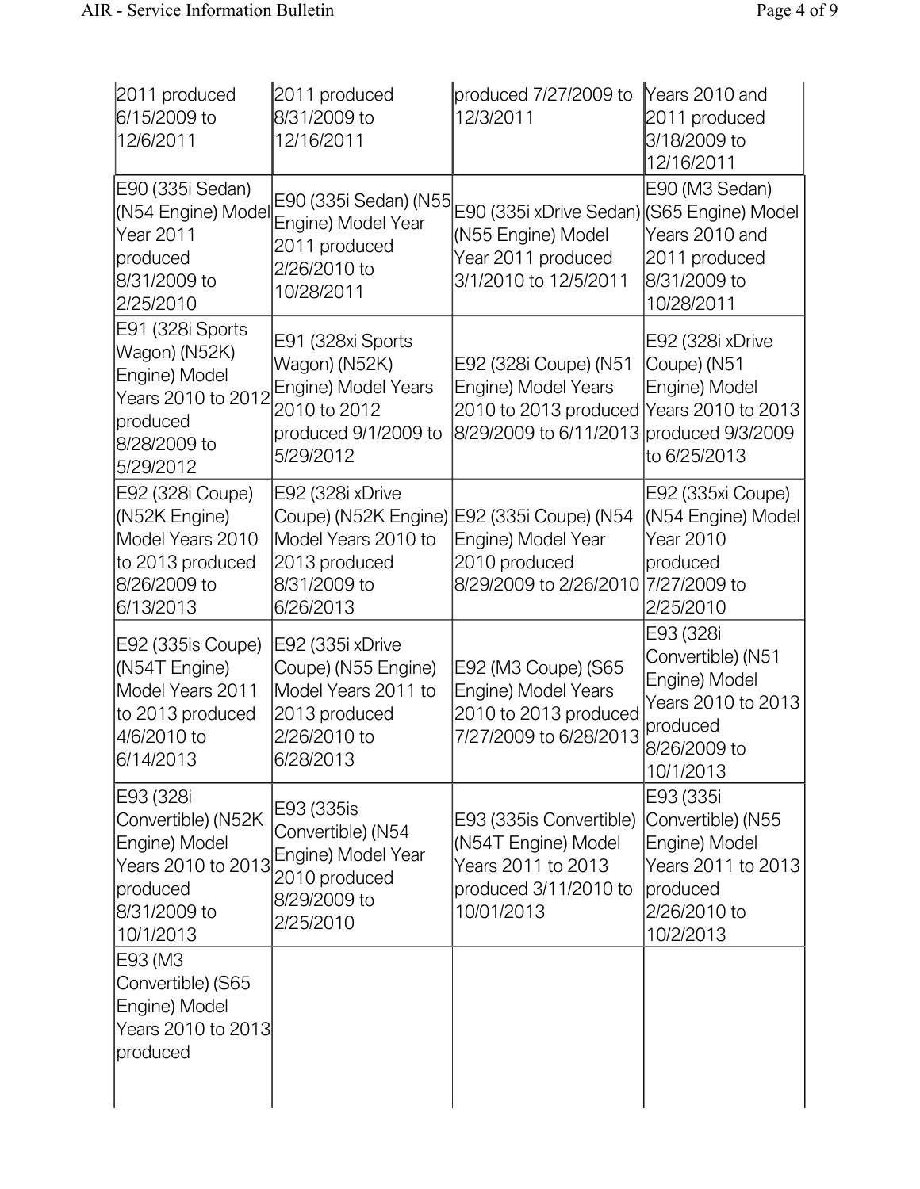| | | | |
|---|---|---|---|
| 2011 produced 6/15/2009 to 12/6/2011 | 2011 produced 8/31/2009 to 12/16/2011 | produced 7/27/2009 to 12/3/2011 | Years 2010 and 2011 produced 3/18/2009 to 12/16/2011 |
| E90 (335i Sedan) (N54 Engine) Model Year 2011 produced 8/31/2009 to 2/25/2010 | E90 (335i Sedan) (N55 Engine) Model Year 2011 produced 2/26/2010 to 10/28/2011 | E90 (335i xDrive Sedan) (N55 Engine) Model Year 2011 produced 3/1/2010 to 12/5/2011 | E90 (M3 Sedan) (S65 Engine) Model Years 2010 and 2011 produced 8/31/2009 to 10/28/2011 |
| E91 (328i Sports Wagon) (N52K) Engine) Model Years 2010 to 2012 produced 8/28/2009 to 5/29/2012 | E91 (328xi Sports Wagon) (N52K) Engine) Model Years 2010 to 2012 produced 9/1/2009 to 5/29/2012 | E92 (328i Coupe) (N51 Engine) Model Years 2010 to 2013 produced 8/29/2009 to 6/11/2013 | E92 (328i xDrive Coupe) (N51 Engine) Model Years 2010 to 2013 produced 9/3/2009 to 6/25/2013 |
| E92 (328i Coupe) (N52K Engine) Model Years 2010 to 2013 produced 8/26/2009 to 6/13/2013 | E92 (328i xDrive Coupe) (N52K Engine) Model Years 2010 to 2013 produced 8/31/2009 to 6/26/2013 | E92 (335i Coupe) (N54 Engine) Model Year 2010 produced 8/29/2009 to 2/26/2010 | E92 (335xi Coupe) (N54 Engine) Model Year 2010 produced 7/27/2009 to 2/25/2010 |
| E92 (335is Coupe) (N54T Engine) Model Years 2011 to 2013 produced 4/6/2010 to 6/14/2013 | E92 (335i xDrive Coupe) (N55 Engine) Model Years 2011 to 2013 produced 2/26/2010 to 6/28/2013 | E92 (M3 Coupe) (S65 Engine) Model Years 2010 to 2013 produced 7/27/2009 to 6/28/2013 | E93 (328i Convertible) (N51 Engine) Model Years 2010 to 2013 produced 8/26/2009 to 10/1/2013 |
| E93 (328i Convertible) (N52K Engine) Model Years 2010 to 2013 produced 8/31/2009 to 10/1/2013 | E93 (335is Convertible) (N54 Engine) Model Year 2010 produced 8/29/2009 to 2/25/2010 | E93 (335is Convertible) (N54T Engine) Model Years 2011 to 2013 produced 3/11/2010 to 10/01/2013 | E93 (335i Convertible) (N55 Engine) Model Years 2011 to 2013 produced 2/26/2010 to 10/2/2013 |
| E93 (M3 Convertible) (S65 Engine) Model Years 2010 to 2013 produced | | | |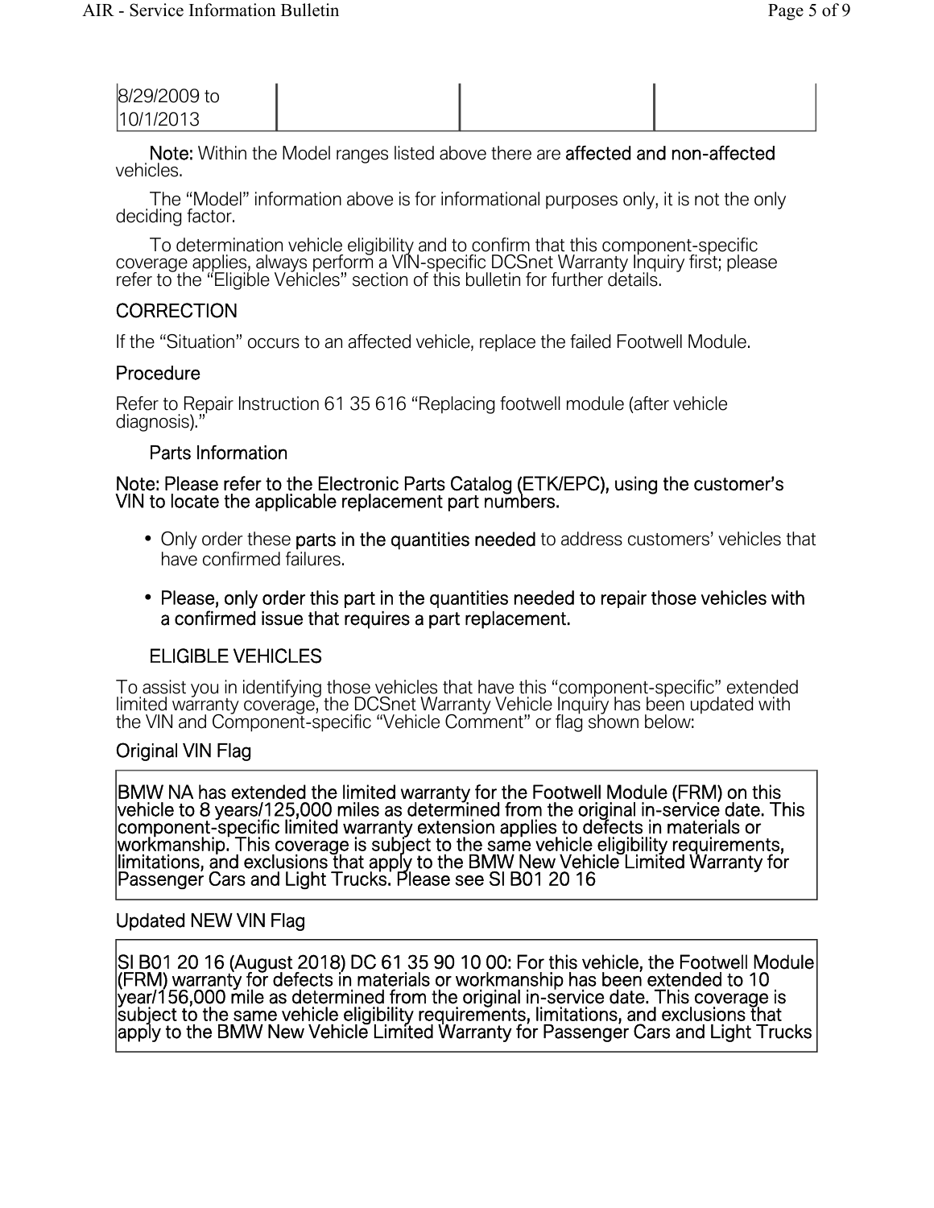| 8/29/2009 to 10/1/2013 | | | |
|---|---|---|---|

**Note:** Within the Model ranges listed above there are **affected and non-affected** vehicles.

The “Model” information above is for informational purposes only, it is not the only deciding factor.

To determination vehicle eligibility and to confirm that this component-specific coverage applies, always perform a VIN-specific DCSnet Warranty Inquiry first; please refer to the “Eligible Vehicles” section of this bulletin for further details.

## CORRECTION

If the “Situation” occurs to an affected vehicle, replace the failed Footwell Module.

### Procedure

Refer to Repair Instruction 61 35 616 “Replacing footwell module (after vehicle diagnosis).”

### Parts Information

**Note: Please refer to the Electronic Parts Catalog (ETK/EPC), using the customer’s VIN to locate the applicable replacement part numbers.**

- Only order these **parts in the quantities needed** to address customers’ vehicles that have confirmed failures.
- **Please, only order this part in the quantities needed to repair those vehicles with a confirmed issue that requires a part replacement.**

## ELIGIBLE VEHICLES

To assist you in identifying those vehicles that have this “component-specific” extended limited warranty coverage, the DCSnet Warranty Vehicle Inquiry has been updated with the VIN and Component-specific “Vehicle Comment” or flag shown below:

### Original VIN Flag

| BMW NA has extended the limited warranty for the Footwell Module (FRM) on this vehicle to 8 years/125,000 miles as determined from the original in-service date. This component-specific limited warranty extension applies to defects in materials or workmanship. This coverage is subject to the same vehicle eligibility requirements, limitations, and exclusions that apply to the BMW New Vehicle Limited Warranty for Passenger Cars and Light Trucks. Please see SI B01 20 16 |
|---|

### Updated NEW VIN Flag

| SI B01 20 16 (August 2018) DC 61 35 90 10 00: For this vehicle, the Footwell Module (FRM) warranty for defects in materials or workmanship has been extended to 10 year/156,000 mile as determined from the original in-service date. This coverage is subject to the same vehicle eligibility requirements, limitations, and exclusions that apply to the BMW New Vehicle Limited Warranty for Passenger Cars and Light Trucks |
|---|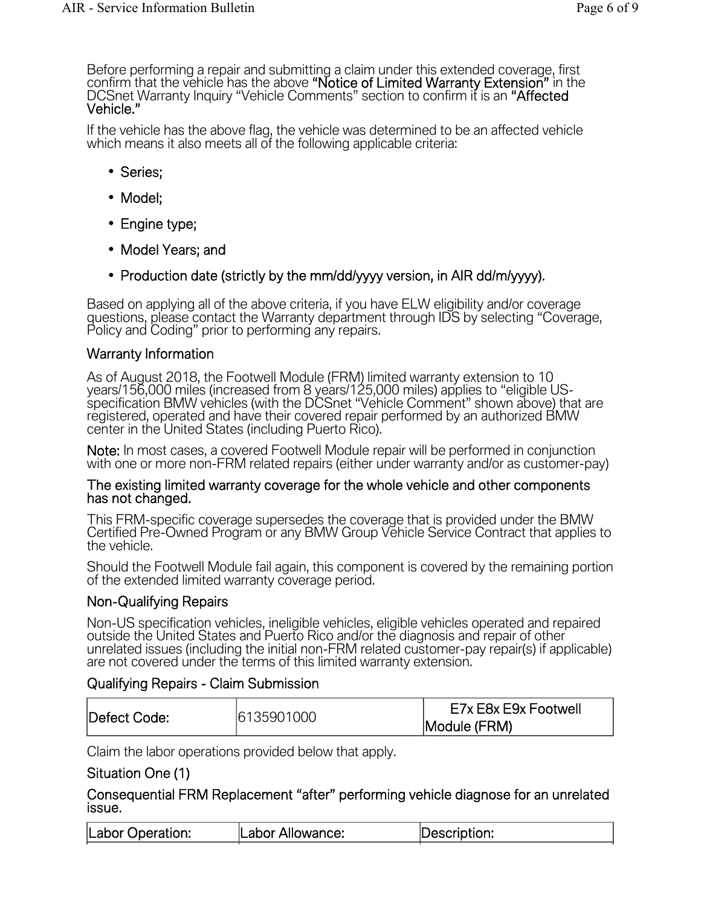Before performing a repair and submitting a claim under this extended coverage, first confirm that the vehicle has the above **"Notice of Limited Warranty Extension"** in the DCSnet Warranty Inquiry "Vehicle Comments" section to confirm it is an **"Affected Vehicle."**

If the vehicle has the above flag, the vehicle was determined to be an affected vehicle which means it also meets all of the following applicable criteria:

- Series;
- Model;
- Engine type;
- Model Years; and
- Production date (strictly by the mm/dd/yyyy version, in AIR dd/m/yyyy).

Based on applying all of the above criteria, if you have ELW eligibility and/or coverage questions, please contact the Warranty department through IDS by selecting "Coverage, Policy and Coding" prior to performing any repairs.

## Warranty Information

As of August 2018, the Footwell Module (FRM) limited warranty extension to 10 years/156,000 miles (increased from 8 years/125,000 miles) applies to "eligible US-specification BMW vehicles (with the DCSnet "Vehicle Comment" shown above) that are registered, operated and have their covered repair performed by an authorized BMW center in the United States (including Puerto Rico).

**Note:** In most cases, a covered Footwell Module repair will be performed in conjunction with one or more non-FRM related repairs (either under warranty and/or as customer-pay)

**The existing limited warranty coverage for the whole vehicle and other components has not changed.**

This FRM-specific coverage supersedes the coverage that is provided under the BMW Certified Pre-Owned Program or any BMW Group Vehicle Service Contract that applies to the vehicle.

Should the Footwell Module fail again, this component is covered by the remaining portion of the extended limited warranty coverage period.

## Non-Qualifying Repairs

Non-US specification vehicles, ineligible vehicles, eligible vehicles operated and repaired outside the United States and Puerto Rico and/or the diagnosis and repair of other unrelated issues (including the initial non-FRM related customer-pay repair(s) if applicable) are not covered under the terms of this limited warranty extension.

## Qualifying Repairs - Claim Submission

| Defect Code: | 6135901000 | E7x E8x E9x Footwell Module (FRM) |
|---|---|---|

Claim the labor operations provided below that apply.

## Situation One (1)

### Consequential FRM Replacement "after" performing vehicle diagnose for an unrelated issue.

| Labor Operation: | Labor Allowance: | Description: |
|---|---|---|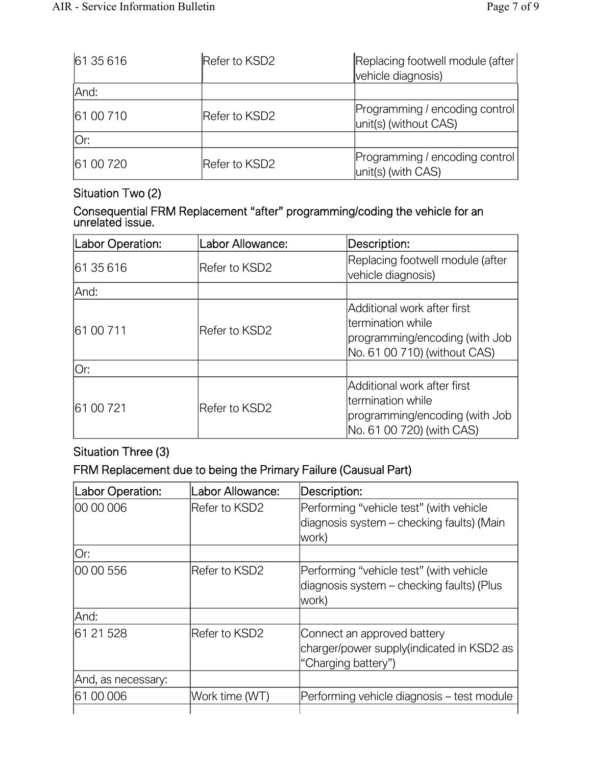| | | |
|---|---|---|
| 61 35 616 | Refer to KSD2 | Replacing footwell module (after vehicle diagnosis) |
| And: | | |
| 61 00 710 | Refer to KSD2 | Programming / encoding control unit(s) (without CAS) |
| Or: | | |
| 61 00 720 | Refer to KSD2 | Programming / encoding control unit(s) (with CAS) |

### Situation Two (2)

### Consequential FRM Replacement “after” programming/coding the vehicle for an unrelated issue.

| Labor Operation: | Labor Allowance: | Description: |
|---|---|---|
| 61 35 616 | Refer to KSD2 | Replacing footwell module (after vehicle diagnosis) |
| And: | | |
| 61 00 711 | Refer to KSD2 | Additional work after first termination while programming/encoding (with Job No. 61 00 710) (without CAS) |
| Or: | | |
| 61 00 721 | Refer to KSD2 | Additional work after first termination while programming/encoding (with Job No. 61 00 720) (with CAS) |

### Situation Three (3)

### FRM Replacement due to being the Primary Failure (Causual Part)

| Labor Operation: | Labor Allowance: | Description: |
|---|---|---|
| 00 00 006 | Refer to KSD2 | Performing “vehicle test” (with vehicle diagnosis system – checking faults) (Main work) |
| Or: | | |
| 00 00 556 | Refer to KSD2 | Performing “vehicle test” (with vehicle diagnosis system – checking faults) (Plus work) |
| And: | | |
| 61 21 528 | Refer to KSD2 | Connect an approved battery charger/power supply(indicated in KSD2 as “Charging battery”) |
| And, as necessary: | | |
| 61 00 006 | Work time (WT) | Performing vehicle diagnosis – test module |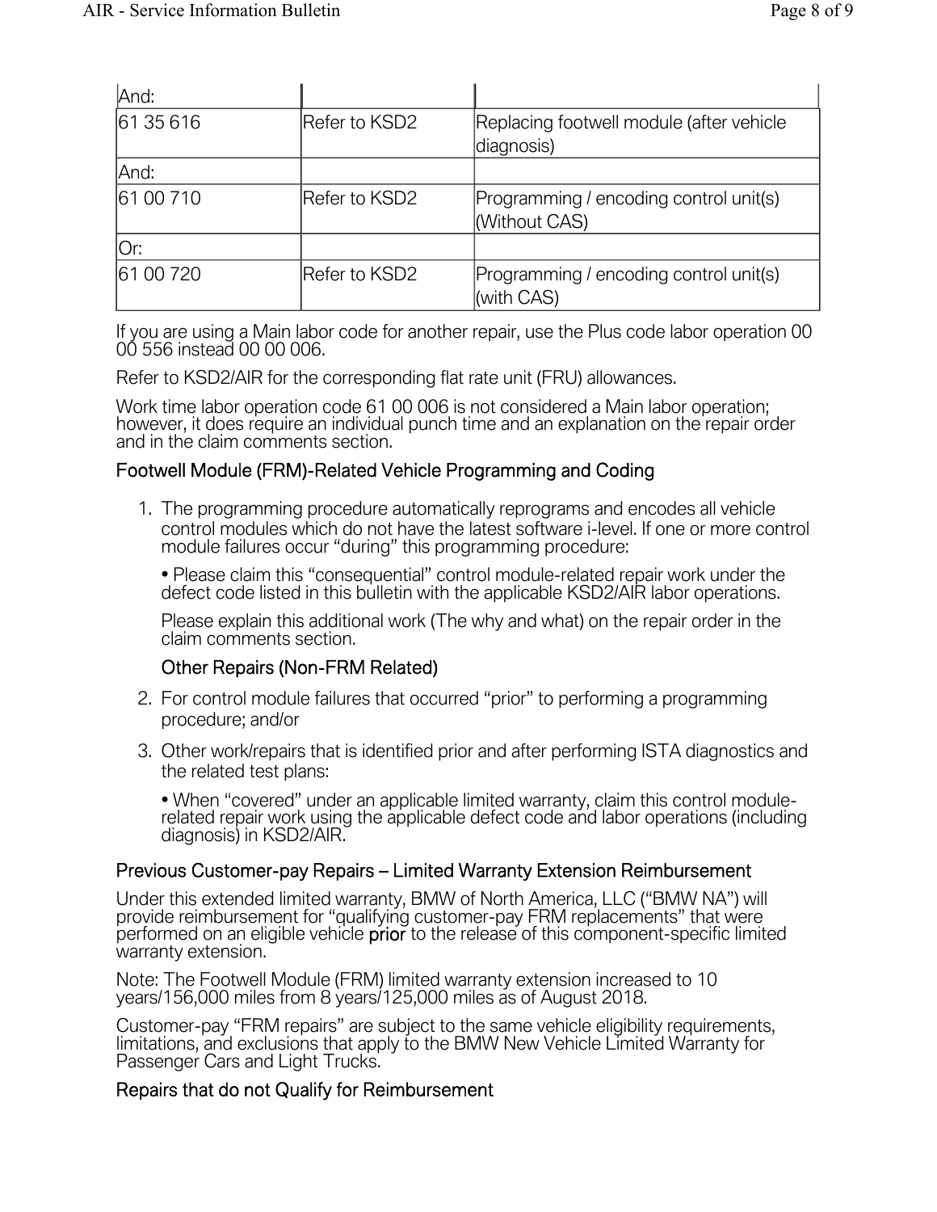| And: | | |
|---|---|---|
| 61 35 616 | Refer to KSD2 | Replacing footwell module (after vehicle diagnosis) |
| And: | | |
| 61 00 710 | Refer to KSD2 | Programming / encoding control unit(s) (Without CAS) |
| Or: | | |
| 61 00 720 | Refer to KSD2 | Programming / encoding control unit(s) (with CAS) |

If you are using a Main labor code for another repair, use the Plus code labor operation 00 00 556 instead 00 00 006.

Refer to KSD2/AIR for the corresponding flat rate unit (FRU) allowances.

Work time labor operation code 61 00 006 is not considered a Main labor operation; however, it does require an individual punch time and an explanation on the repair order and in the claim comments section.

### Footwell Module (FRM)-Related Vehicle Programming and Coding

1. The programming procedure automatically reprograms and encodes all vehicle control modules which do not have the latest software i-level. If one or more control module failures occur "during" this programming procedure:

   • Please claim this "consequential" control module-related repair work under the defect code listed in this bulletin with the applicable KSD2/AIR labor operations.

   Please explain this additional work (The why and what) on the repair order in the claim comments section.

   ### Other Repairs (Non-FRM Related)

2. For control module failures that occurred "prior" to performing a programming procedure; and/or

3. Other work/repairs that is identified prior and after performing ISTA diagnostics and the related test plans:

   • When "covered" under an applicable limited warranty, claim this control module-related repair work using the applicable defect code and labor operations (including diagnosis) in KSD2/AIR.

### Previous Customer-pay Repairs – Limited Warranty Extension Reimbursement

Under this extended limited warranty, BMW of North America, LLC ("BMW NA") will provide reimbursement for "qualifying customer-pay FRM replacements" that were performed on an eligible vehicle **prior** to the release of this component-specific limited warranty extension.

Note: The Footwell Module (FRM) limited warranty extension increased to 10 years/156,000 miles from 8 years/125,000 miles as of August 2018.

Customer-pay "FRM repairs" are subject to the same vehicle eligibility requirements, limitations, and exclusions that apply to the BMW New Vehicle Limited Warranty for Passenger Cars and Light Trucks.

### Repairs that do not Qualify for Reimbursement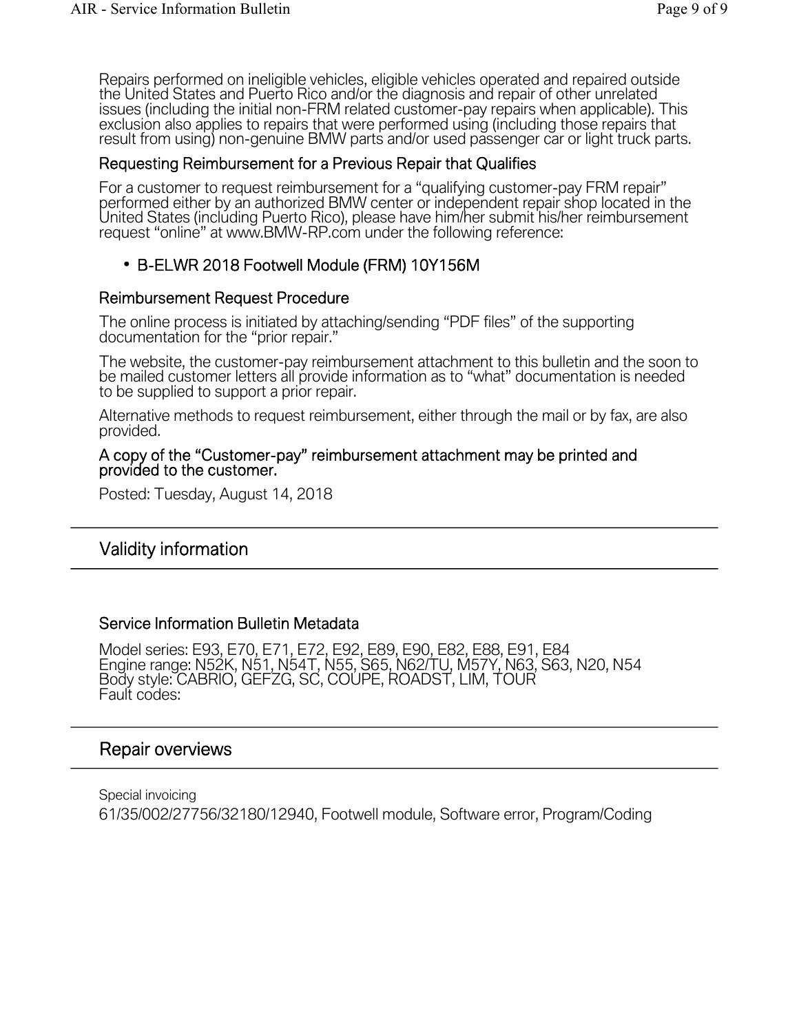Repairs performed on ineligible vehicles, eligible vehicles operated and repaired outside the United States and Puerto Rico and/or the diagnosis and repair of other unrelated issues (including the initial non-FRM related customer-pay repairs when applicable). This exclusion also applies to repairs that were performed using (including those repairs that result from using) non-genuine BMW parts and/or used passenger car or light truck parts.

### Requesting Reimbursement for a Previous Repair that Qualifies

For a customer to request reimbursement for a “qualifying customer-pay FRM repair” performed either by an authorized BMW center or independent repair shop located in the United States (including Puerto Rico), please have him/her submit his/her reimbursement request “online” at www.BMW-RP.com under the following reference:

- B-ELWR 2018 Footwell Module (FRM) 10Y156M

### Reimbursement Request Procedure

The online process is initiated by attaching/sending “PDF files” of the supporting documentation for the “prior repair.”

The website, the customer-pay reimbursement attachment to this bulletin and the soon to be mailed customer letters all provide information as to “what” documentation is needed to be supplied to support a prior repair.

Alternative methods to request reimbursement, either through the mail or by fax, are also provided.

**A copy of the “Customer-pay” reimbursement attachment may be printed and provided to the customer.**

Posted: Tuesday, August 14, 2018

## Validity information

### Service Information Bulletin Metadata

Model series: E93, E70, E71, E72, E92, E89, E90, E82, E88, E91, E84
Engine range: N52K, N51, N54T, N55, S65, N62/TU, M57Y, N63, S63, N20, N54
Body style: CABRIO, GEFZG, SC, COUPE, ROADST, LIM, TOUR
Fault codes:

## Repair overviews

Special invoicing

61/35/002/27756/32180/12940, Footwell module, Software error, Program/Coding